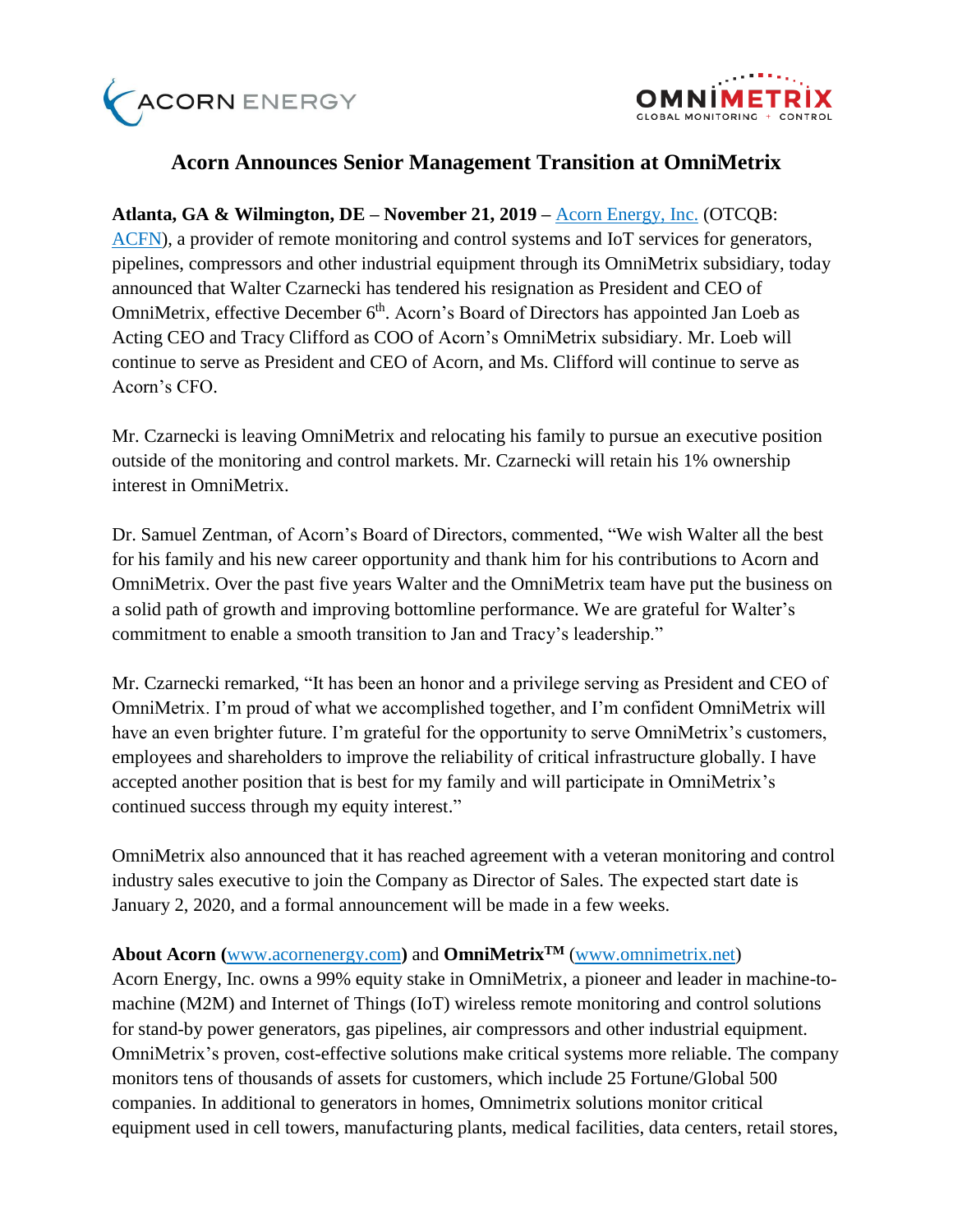# Acorn Announces Senior Management Transition at OmniMetrix

**Atlanta, GA & Wilmington, DE – November 21, 2019 –** [Acorn Energy, Inc.](http://www.acornenergy.com) (OTCQB: [ACFN](#)), a provider of remote monitoring and control systems and IoT services for generators, pipelines, compressors and other industrial equipment through its OmniMetrix subsidiary, today announced that Walter Czarnecki has tendered his resignation as President and CEO of OmniMetrix, effective December 6th. Acorn's Board of Directors has appointed Jan Loeb as Acting CEO and Tracy Clifford as COO of Acorn's OmniMetrix subsidiary. Mr. Loeb will continue to serve as President and CEO of Acorn, and Ms. Clifford will continue to serve as Acorn's CFO.

Mr. Czarnecki is leaving OmniMetrix and relocating his family to pursue an executive position outside of the monitoring and control markets. Mr. Czarnecki will retain his 1% ownership interest in OmniMetrix.

Dr. Samuel Zentman, of Acorn's Board of Directors, commented, "We wish Walter all the best for his family and his new career opportunity and thank him for his contributions to Acorn and OmniMetrix. Over the past five years Walter and the OmniMetrix team have put the business on a solid path of growth and improving bottomline performance. We are grateful for Walter's commitment to enable a smooth transition to Jan and Tracy's leadership."

Mr. Czarnecki remarked, "It has been an honor and a privilege serving as President and CEO of OmniMetrix. I'm proud of what we accomplished together, and I'm confident OmniMetrix will have an even brighter future. I'm grateful for the opportunity to serve OmniMetrix's customers, employees and shareholders to improve the reliability of critical infrastructure globally. I have accepted another position that is best for my family and will participate in OmniMetrix's continued success through my equity interest."

OmniMetrix also announced that it has reached agreement with a veteran monitoring and control industry sales executive to join the Company as Director of Sales. The expected start date is January 2, 2020, and a formal announcement will be made in a few weeks.

**About Acorn (**[www.acornenergy.com](http://www.acornenergy.com)**) and OmniMetrix™** ([www.omnimetrix.net](http://www.omnimetrix.net))

Acorn Energy, Inc. owns a 99% equity stake in OmniMetrix, a pioneer and leader in machine-to-machine (M2M) and Internet of Things (IoT) wireless remote monitoring and control solutions for stand-by power generators, gas pipelines, air compressors and other industrial equipment. OmniMetrix's proven, cost-effective solutions make critical systems more reliable. The company monitors tens of thousands of assets for customers, which include 25 Fortune/Global 500 companies. In additional to generators in homes, Omnimetrix solutions monitor critical equipment used in cell towers, manufacturing plants, medical facilities, data centers, retail stores,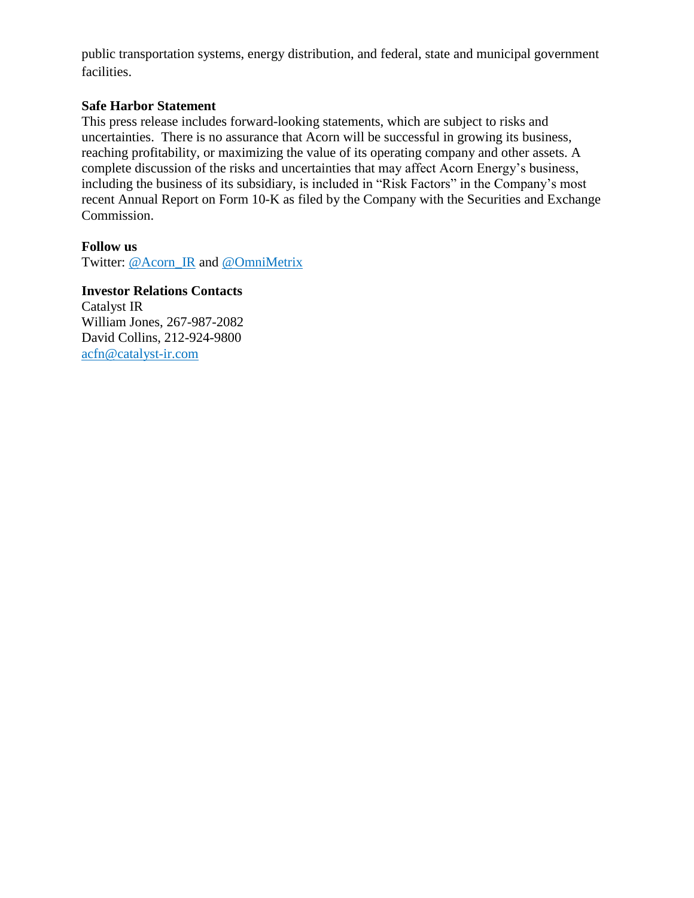public transportation systems, energy distribution, and federal, state and municipal government facilities.

**Safe Harbor Statement**

This press release includes forward-looking statements, which are subject to risks and uncertainties. There is no assurance that Acorn will be successful in growing its business, reaching profitability, or maximizing the value of its operating company and other assets. A complete discussion of the risks and uncertainties that may affect Acorn Energy's business, including the business of its subsidiary, is included in "Risk Factors" in the Company's most recent Annual Report on Form 10-K as filed by the Company with the Securities and Exchange Commission.

**Follow us**

Twitter: @Acorn_IR and @OmniMetrix

**Investor Relations Contacts**

Catalyst IR
William Jones, 267-987-2082
David Collins, 212-924-9800
acfn@catalyst-ir.com